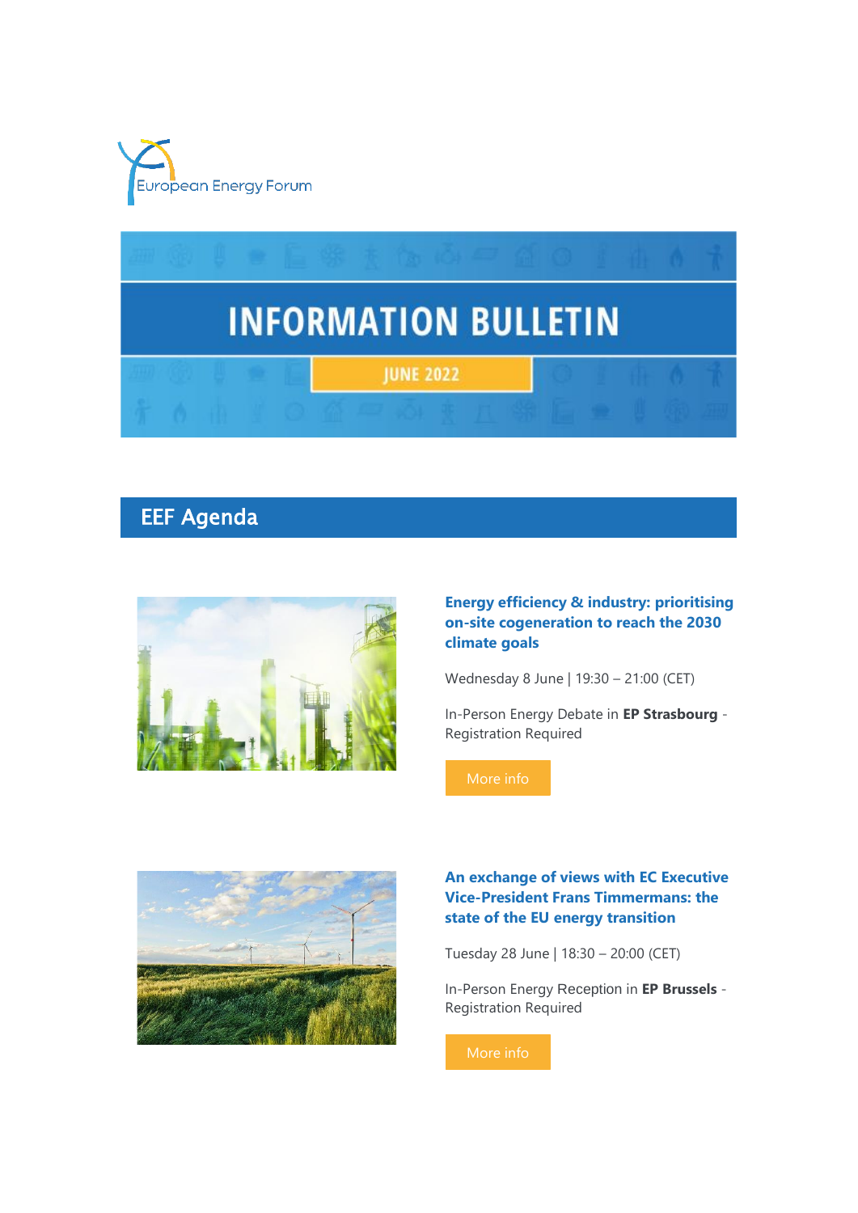European Energy Forum

# INFORMATION BULLETIN

JUNE 2022

## EEF Agenda

### Energy efficiency & industry: prioritising on-site cogeneration to reach the 2030 climate goals

Wednesday 8 June | 19:30 – 21:00 (CET)

In-Person Energy Debate in **EP Strasbourg** - Registration Required

More info

### An exchange of views with EC Executive Vice-President Frans Timmermans: the state of the EU energy transition

Tuesday 28 June | 18:30 – 20:00 (CET)

In-Person Energy Reception in **EP Brussels** - Registration Required

More info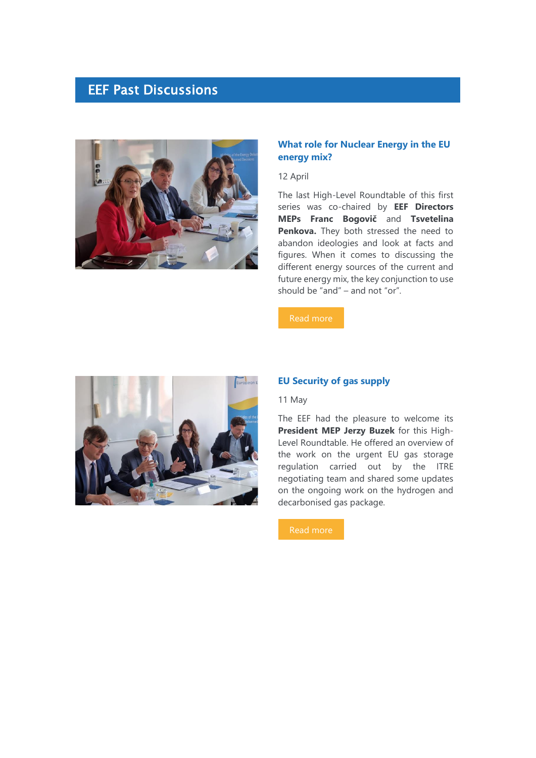## EEF Past Discussions

### What role for Nuclear Energy in the EU energy mix?

12 April

The last High-Level Roundtable of this first series was co-chaired by **EEF Directors MEPs Franc Bogovič** and **Tsvetelina Penkova.** They both stressed the need to abandon ideologies and look at facts and figures. When it comes to discussing the different energy sources of the current and future energy mix, the key conjunction to use should be "and" – and not "or".

Read more

### EU Security of gas supply

11 May

The EEF had the pleasure to welcome its **President MEP Jerzy Buzek** for this High-Level Roundtable. He offered an overview of the work on the urgent EU gas storage regulation carried out by the ITRE negotiating team and shared some updates on the ongoing work on the hydrogen and decarbonised gas package.

Read more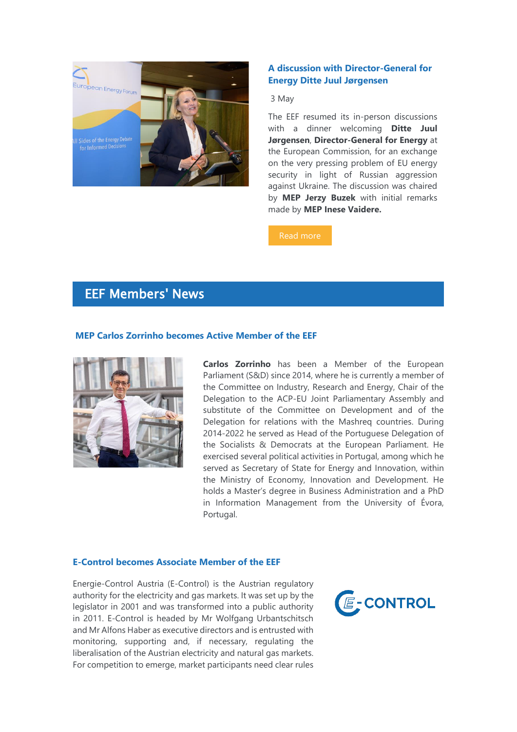### A discussion with Director-General for Energy Ditte Juul Jørgensen

3 May

The EEF resumed its in-person discussions with a dinner welcoming **Ditte Juul Jørgensen**, **Director-General for Energy** at the European Commission, for an exchange on the very pressing problem of EU energy security in light of Russian aggression against Ukraine. The discussion was chaired by **MEP Jerzy Buzek** with initial remarks made by **MEP Inese Vaidere.**

Read more

## EEF Members' News

### MEP Carlos Zorrinho becomes Active Member of the EEF

**Carlos Zorrinho** has been a Member of the European Parliament (S&D) since 2014, where he is currently a member of the Committee on Industry, Research and Energy, Chair of the Delegation to the ACP-EU Joint Parliamentary Assembly and substitute of the Committee on Development and of the Delegation for relations with the Mashreq countries. During 2014-2022 he served as Head of the Portuguese Delegation of the Socialists & Democrats at the European Parliament. He exercised several political activities in Portugal, among which he served as Secretary of State for Energy and Innovation, within the Ministry of Economy, Innovation and Development. He holds a Master's degree in Business Administration and a PhD in Information Management from the University of Évora, Portugal.

### E-Control becomes Associate Member of the EEF

Energie-Control Austria (E-Control) is the Austrian regulatory authority for the electricity and gas markets. It was set up by the legislator in 2001 and was transformed into a public authority in 2011. E-Control is headed by Mr Wolfgang Urbantschitsch and Mr Alfons Haber as executive directors and is entrusted with monitoring, supporting and, if necessary, regulating the liberalisation of the Austrian electricity and natural gas markets. For competition to emerge, market participants need clear rules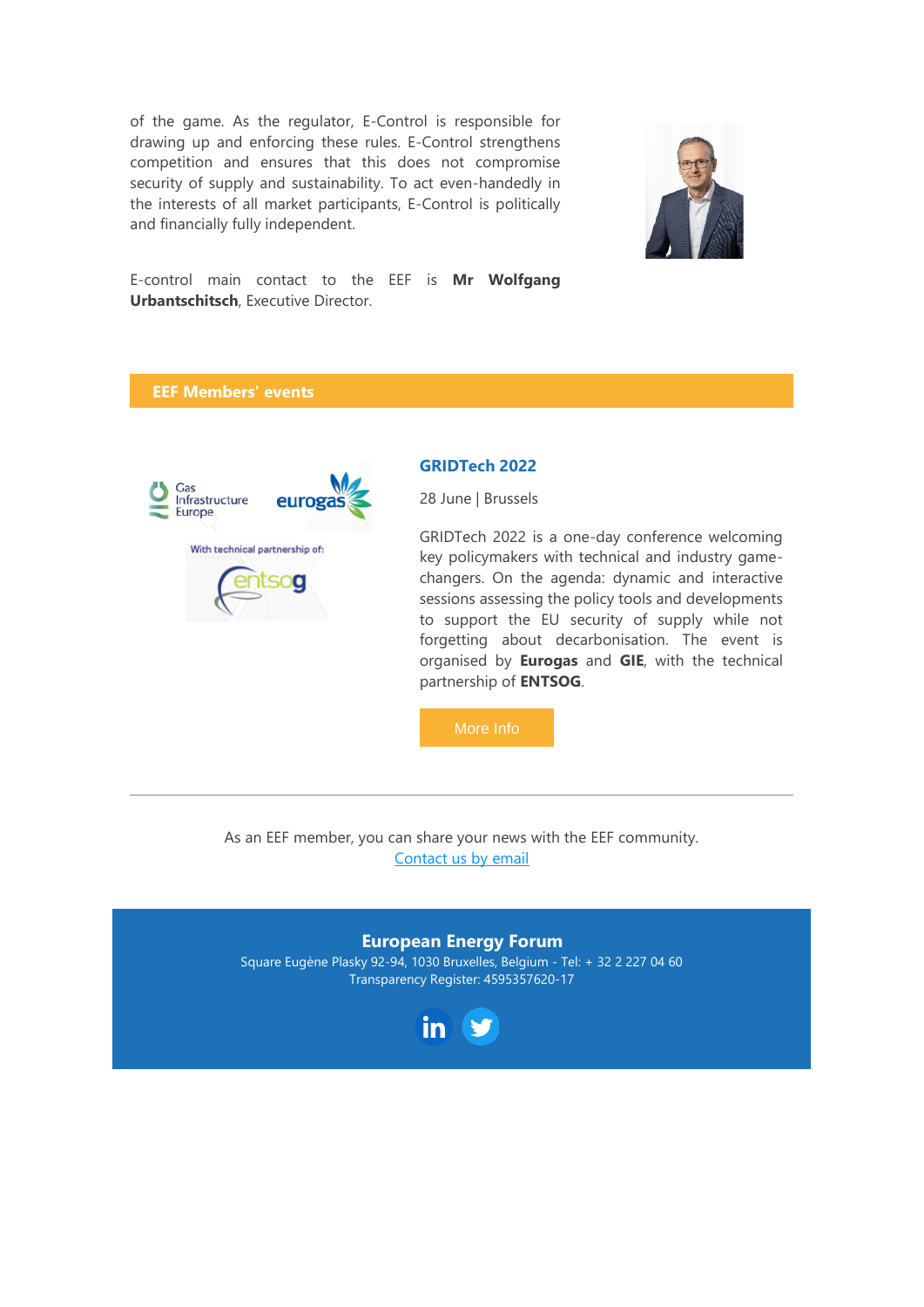of the game. As the regulator, E-Control is responsible for drawing up and enforcing these rules. E-Control strengthens competition and ensures that this does not compromise security of supply and sustainability. To act even-handedly in the interests of all market participants, E-Control is politically and financially fully independent.

E-control main contact to the EEF is **Mr Wolfgang Urbantschitsch**, Executive Director.

## EEF Members' events

### GRIDTech 2022

28 June | Brussels

GRIDTech 2022 is a one-day conference welcoming key policymakers with technical and industry game-changers. On the agenda: dynamic and interactive sessions assessing the policy tools and developments to support the EU security of supply while not forgetting about decarbonisation. The event is organised by **Eurogas** and **GIE**, with the technical partnership of **ENTSOG**.

More Info

---

As an EEF member, you can share your news with the EEF community.
Contact us by email

**European Energy Forum**
Square Eugène Plasky 92-94, 1030 Bruxelles, Belgium - Tel: + 32 2 227 04 60
Transparency Register: 4595357620-17